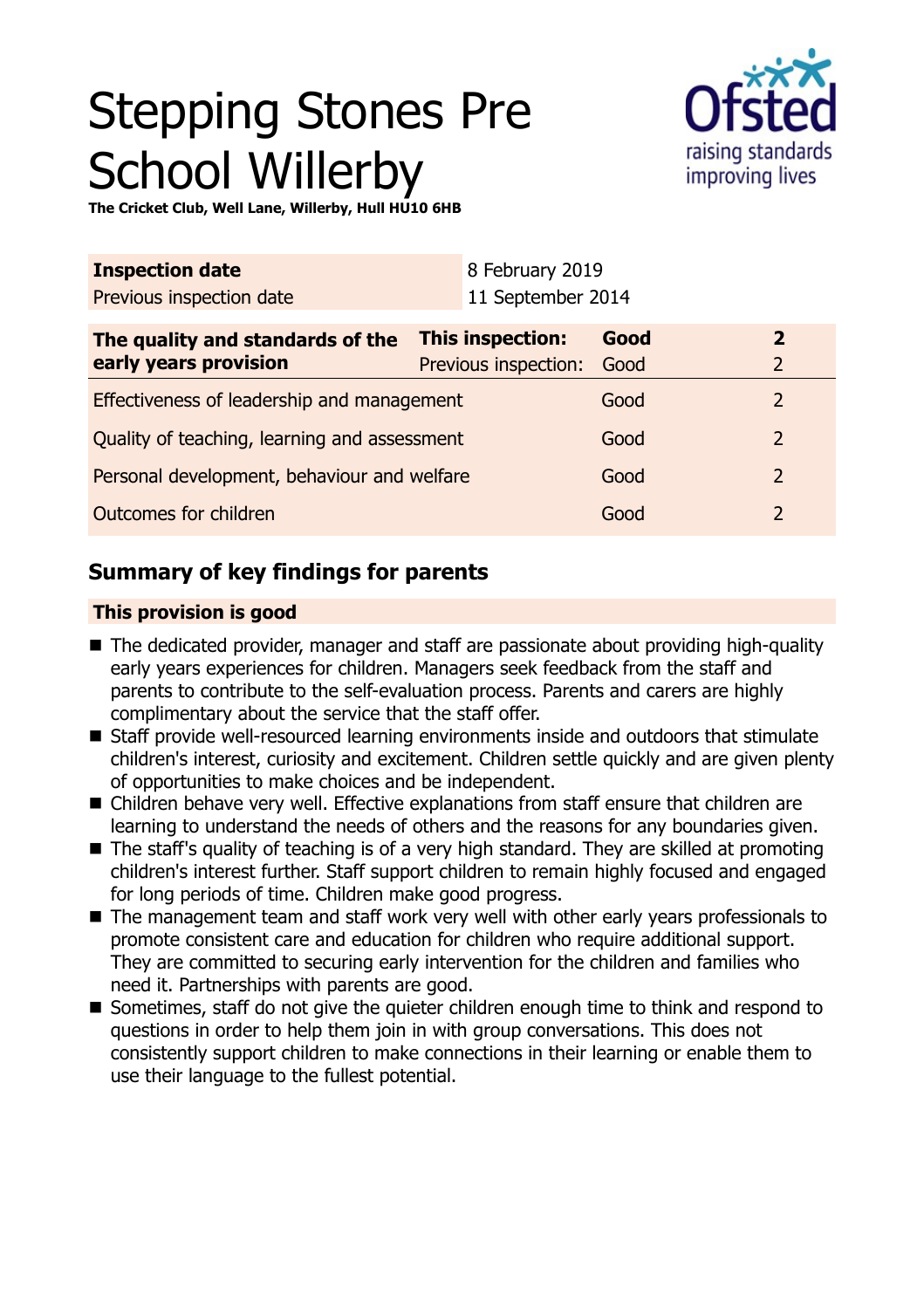# Stepping Stones Pre School Willerby

**The Cricket Club, Well Lane, Willerby, Hull HU10 6HB**

| **Inspection date** | 8 February 2019 |
| --- | --- |
| Previous inspection date | 11 September 2014 |

| **The quality and standards of the early years provision** | **This inspection:** | **Good** | **2** |
| --- | --- | --- | --- |
| | Previous inspection: | Good | 2 |
| Effectiveness of leadership and management | | Good | 2 |
| Quality of teaching, learning and assessment | | Good | 2 |
| Personal development, behaviour and welfare | | Good | 2 |
| Outcomes for children | | Good | 2 |

## Summary of key findings for parents

**This provision is good**

- The dedicated provider, manager and staff are passionate about providing high-quality early years experiences for children. Managers seek feedback from the staff and parents to contribute to the self-evaluation process. Parents and carers are highly complimentary about the service that the staff offer.
- Staff provide well-resourced learning environments inside and outdoors that stimulate children's interest, curiosity and excitement. Children settle quickly and are given plenty of opportunities to make choices and be independent.
- Children behave very well. Effective explanations from staff ensure that children are learning to understand the needs of others and the reasons for any boundaries given.
- The staff's quality of teaching is of a very high standard. They are skilled at promoting children's interest further. Staff support children to remain highly focused and engaged for long periods of time. Children make good progress.
- The management team and staff work very well with other early years professionals to promote consistent care and education for children who require additional support. They are committed to securing early intervention for the children and families who need it. Partnerships with parents are good.
- Sometimes, staff do not give the quieter children enough time to think and respond to questions in order to help them join in with group conversations. This does not consistently support children to make connections in their learning or enable them to use their language to the fullest potential.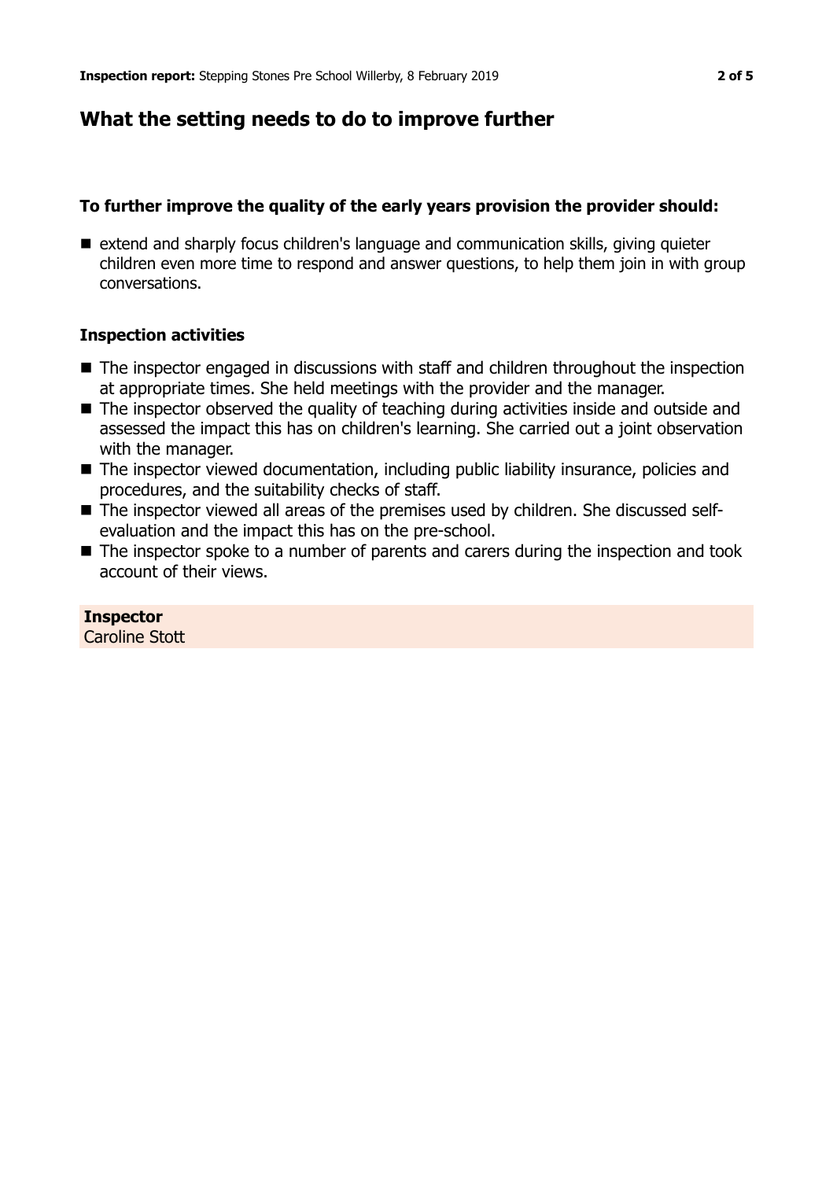## What the setting needs to do to improve further

### To further improve the quality of the early years provision the provider should:

- extend and sharply focus children's language and communication skills, giving quieter children even more time to respond and answer questions, to help them join in with group conversations.

### Inspection activities

- The inspector engaged in discussions with staff and children throughout the inspection at appropriate times. She held meetings with the provider and the manager.
- The inspector observed the quality of teaching during activities inside and outside and assessed the impact this has on children's learning. She carried out a joint observation with the manager.
- The inspector viewed documentation, including public liability insurance, policies and procedures, and the suitability checks of staff.
- The inspector viewed all areas of the premises used by children. She discussed self-evaluation and the impact this has on the pre-school.
- The inspector spoke to a number of parents and carers during the inspection and took account of their views.

**Inspector**
Caroline Stott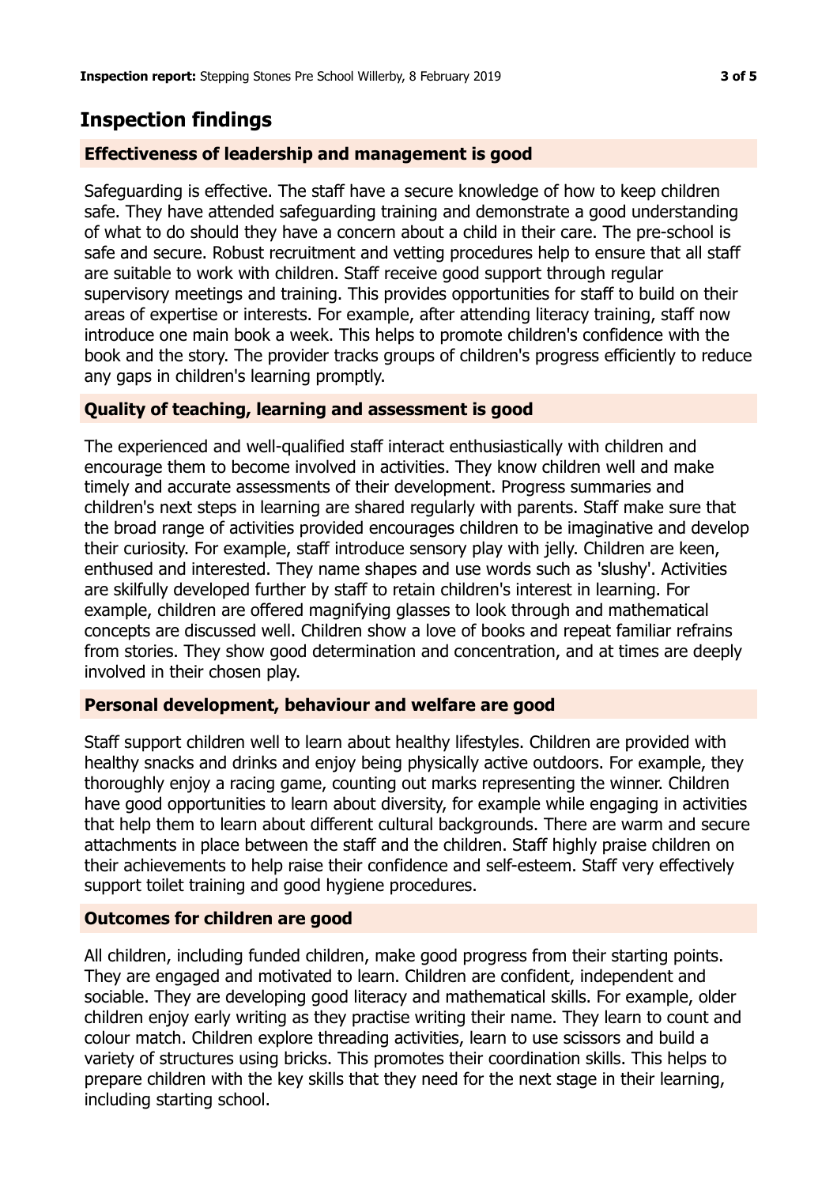## Inspection findings

### Effectiveness of leadership and management is good

Safeguarding is effective. The staff have a secure knowledge of how to keep children safe. They have attended safeguarding training and demonstrate a good understanding of what to do should they have a concern about a child in their care. The pre-school is safe and secure. Robust recruitment and vetting procedures help to ensure that all staff are suitable to work with children. Staff receive good support through regular supervisory meetings and training. This provides opportunities for staff to build on their areas of expertise or interests. For example, after attending literacy training, staff now introduce one main book a week. This helps to promote children's confidence with the book and the story. The provider tracks groups of children's progress efficiently to reduce any gaps in children's learning promptly.

### Quality of teaching, learning and assessment is good

The experienced and well-qualified staff interact enthusiastically with children and encourage them to become involved in activities. They know children well and make timely and accurate assessments of their development. Progress summaries and children's next steps in learning are shared regularly with parents. Staff make sure that the broad range of activities provided encourages children to be imaginative and develop their curiosity. For example, staff introduce sensory play with jelly. Children are keen, enthused and interested. They name shapes and use words such as 'slushy'. Activities are skilfully developed further by staff to retain children's interest in learning. For example, children are offered magnifying glasses to look through and mathematical concepts are discussed well. Children show a love of books and repeat familiar refrains from stories. They show good determination and concentration, and at times are deeply involved in their chosen play.

### Personal development, behaviour and welfare are good

Staff support children well to learn about healthy lifestyles. Children are provided with healthy snacks and drinks and enjoy being physically active outdoors. For example, they thoroughly enjoy a racing game, counting out marks representing the winner. Children have good opportunities to learn about diversity, for example while engaging in activities that help them to learn about different cultural backgrounds. There are warm and secure attachments in place between the staff and the children. Staff highly praise children on their achievements to help raise their confidence and self-esteem. Staff very effectively support toilet training and good hygiene procedures.

### Outcomes for children are good

All children, including funded children, make good progress from their starting points. They are engaged and motivated to learn. Children are confident, independent and sociable. They are developing good literacy and mathematical skills. For example, older children enjoy early writing as they practise writing their name. They learn to count and colour match. Children explore threading activities, learn to use scissors and build a variety of structures using bricks. This promotes their coordination skills. This helps to prepare children with the key skills that they need for the next stage in their learning, including starting school.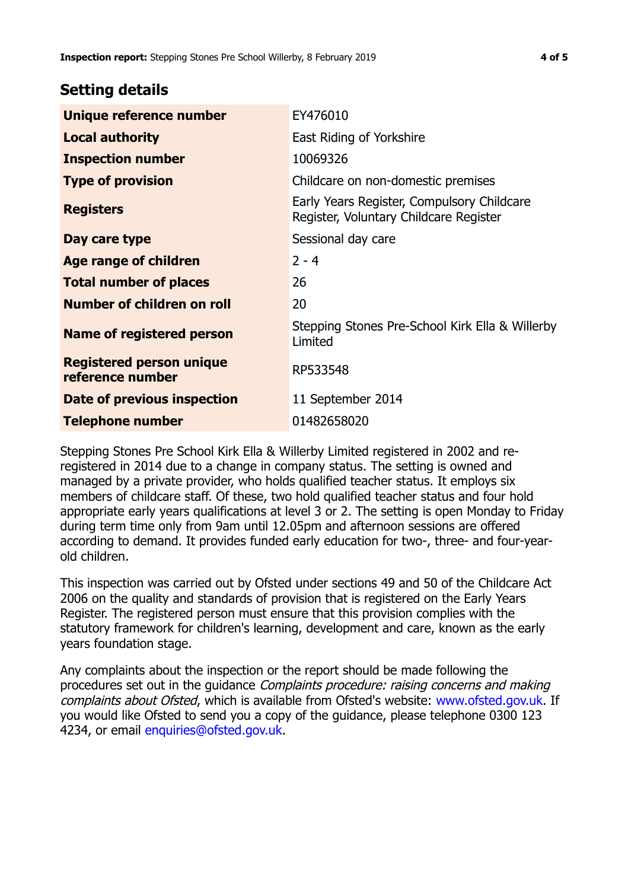## Setting details

| | |
|---|---|
| **Unique reference number** | EY476010 |
| **Local authority** | East Riding of Yorkshire |
| **Inspection number** | 10069326 |
| **Type of provision** | Childcare on non-domestic premises |
| **Registers** | Early Years Register, Compulsory Childcare Register, Voluntary Childcare Register |
| **Day care type** | Sessional day care |
| **Age range of children** | 2 - 4 |
| **Total number of places** | 26 |
| **Number of children on roll** | 20 |
| **Name of registered person** | Stepping Stones Pre-School Kirk Ella & Willerby Limited |
| **Registered person unique reference number** | RP533548 |
| **Date of previous inspection** | 11 September 2014 |
| **Telephone number** | 01482658020 |

Stepping Stones Pre School Kirk Ella & Willerby Limited registered in 2002 and re-registered in 2014 due to a change in company status. The setting is owned and managed by a private provider, who holds qualified teacher status. It employs six members of childcare staff. Of these, two hold qualified teacher status and four hold appropriate early years qualifications at level 3 or 2. The setting is open Monday to Friday during term time only from 9am until 12.05pm and afternoon sessions are offered according to demand. It provides funded early education for two-, three- and four-year-old children.

This inspection was carried out by Ofsted under sections 49 and 50 of the Childcare Act 2006 on the quality and standards of provision that is registered on the Early Years Register. The registered person must ensure that this provision complies with the statutory framework for children's learning, development and care, known as the early years foundation stage.

Any complaints about the inspection or the report should be made following the procedures set out in the guidance *Complaints procedure: raising concerns and making complaints about Ofsted*, which is available from Ofsted's website: www.ofsted.gov.uk. If you would like Ofsted to send you a copy of the guidance, please telephone 0300 123 4234, or email enquiries@ofsted.gov.uk.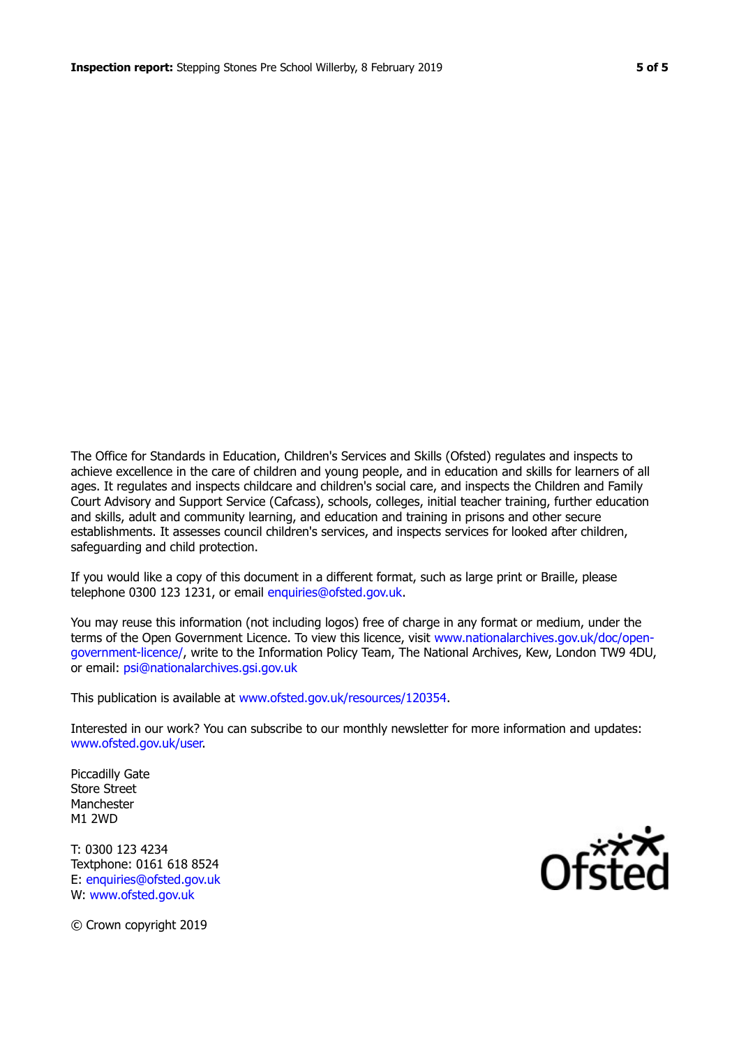The Office for Standards in Education, Children's Services and Skills (Ofsted) regulates and inspects to achieve excellence in the care of children and young people, and in education and skills for learners of all ages. It regulates and inspects childcare and children's social care, and inspects the Children and Family Court Advisory and Support Service (Cafcass), schools, colleges, initial teacher training, further education and skills, adult and community learning, and education and training in prisons and other secure establishments. It assesses council children's services, and inspects services for looked after children, safeguarding and child protection.

If you would like a copy of this document in a different format, such as large print or Braille, please telephone 0300 123 1231, or email enquiries@ofsted.gov.uk.

You may reuse this information (not including logos) free of charge in any format or medium, under the terms of the Open Government Licence. To view this licence, visit www.nationalarchives.gov.uk/doc/open-government-licence/, write to the Information Policy Team, The National Archives, Kew, London TW9 4DU, or email: psi@nationalarchives.gsi.gov.uk

This publication is available at www.ofsted.gov.uk/resources/120354.

Interested in our work? You can subscribe to our monthly newsletter for more information and updates: www.ofsted.gov.uk/user.

Piccadilly Gate
Store Street
Manchester
M1 2WD

T: 0300 123 4234
Textphone: 0161 618 8524
E: enquiries@ofsted.gov.uk
W: www.ofsted.gov.uk

© Crown copyright 2019